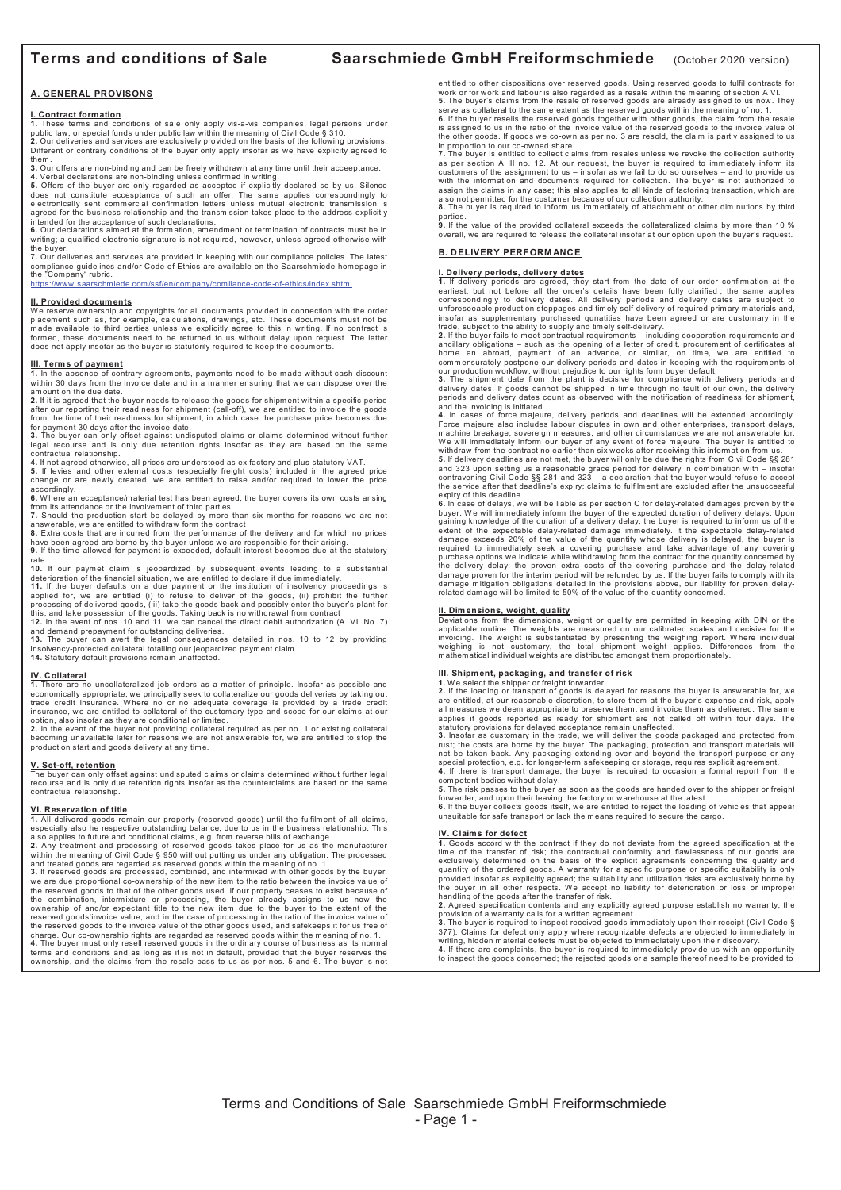# Terms and conditions of Sale Saarschmiede GmbH Freiformschmiede (October 2020 version)

## A. GENERAL PROVISONS

### I. Contract formation

**1.** These terms and conditions of sale only apply vis-a-vis companies, legal persons under public law, or special funds under public law within the meaning of Civil Code § 310.

**2.** Our deliveries and services are exclusively provided on the basis of the following provisions. Different or contrary conditions of the buyer only apply insofar as we have explicity agreed to them.

**3.** Our offers are non-binding and can be freely withdrawn at any time until their acceptance.

**4.** Verbal declarations are non-binding unless confirmed in writing.

**5.** Offers of the buyer are only regarded as accepted if explicitly declared so by us. Silence does not constitute ecceptance of such an offer. The same applies correspondingly to electronically sent commercial confirmation letters unless mutual electronic transmission is agreed for the business relationship and the transmission takes place to the address explicitly intended for the acceptance of such declarations.

**6.** Our declarations aimed at the formation, amendment or termination of contracts must be in writing; a qualified electronic signature is not required, however, unless agreed otherwise with the buyer.

**7.** Our deliveries and services are provided in keeping with our compliance policies. The latest compliance guidelines and/or Code of Ethics are available on the Saarschmiede homepage in the "Company" rubric.
https://www.saarschmiede.com/ssf/en/company/comliance-code-of-ethics/index.shtml

### II. Provided documents

We reserve ownership and copyrights for all documents provided in connection with the order placement such as, for example, calculations, drawings, etc. These documents must not be made available to third parties unless we explicitly agree to this in writing. If no contract is formed, these documents need to be returned to us without delay upon request. The latter does not apply insofar as the buyer is statutorily required to keep the documents.

### III. Terms of payment

**1.** In the absence of contrary agreements, payments need to be made without cash discount within 30 days from the invoice date and in a manner ensuring that we can dispose over the amount on the due date.

**2.** If it is agreed that the buyer needs to release the goods for shipment within a specific period after our reporting their readiness for shipment (call-off), we are entitled to invoice the goods from the time of their readiness for shipment, in which case the purchase price becomes due for payment 30 days after the invoice date.

**3.** The buyer can only offset against undisputed claims or claims determined without further legal recourse and is only due retention rights insofar as they are based on the same contractual relationship.

**4.** If not agreed otherwise, all prices are understood as ex-factory and plus statutory VAT.

**5.** If levies and other external costs (especially freight costs) included in the agreed price change or are newly created, we are entitled to raise and/or required to lower the price accordingly.

**6.** Where an acceptance/material test has been agreed, the buyer covers its own costs arising from its attendance or the involvement of third parties.

**7.** Should the production start be delayed by more than six months for reasons we are not answerable, we are entitled to withdraw form the contract

**8.** Extra costs that are incurred from the performance of the delivery and for which no prices have been agreed are borne by the buyer unless we are responsible for their arising.

**9.** If the time allowed for payment is exceeded, default interest becomes due at the statutory rate.

**10.** If our paymet claim is jeopardized by subsequent events leading to a substantial deterioration of the financial situation, we are entitled to declare it due immediately.

**11.** If the buyer defaults on a due payment or the institution of insolvency proceedings is applied for, we are entitled (i) to refuse to deliver of the goods, (ii) prohibit the further processing of delivered goods, (iii) take the goods back and possibly enter the buyer's plant for this, and take possession of the goods. Taking back is no withdrawal from contract

**12.** In the event of nos. 10 and 11, we can cancel the direct debit authorization (A. VI. No. 7) and demand prepayment for outstanding deliveries.

**13.** The buyer can avert the legal consequences detailed in nos. 10 to 12 by providing insolvency-protected collateral totalling our jeopardized payment claim.

**14.** Statutory default provisions remain unaffected.

### IV. Collateral

**1.** There are no uncollateralized job orders as a matter of principle. Insofar as possible and economically appropriate, we principally seek to collateralize our goods deliveries by taking out trade credit insurance. Where no or no adequate coverage is provided by a trade credit insurance, we are entitled to collateral of the customary type and scope for our claims at our option, also insofar as they are conditional or limited.

**2.** In the event of the buyer not providing collateral required as per no. 1 or existing collateral becoming unavailable later for reasons we are not answerable for, we are entitled to stop the production start and goods delivery at any time.

### V. Set-off, retention

The buyer can only offset against undisputed claims or claims determined without further legal recourse and is only due retention rights insofar as the counterclaims are based on the same contractual relationship.

### VI. Reservation of title

**1.** All delivered goods remain our property (reserved goods) until the fulfilment of all claims, especially also he respective outstanding balance, due to us in the business relationship. This also applies to future and conditional claims, e.g. from reverse bills of exchange.

**2.** Any treatment and processing of reserved goods takes place for us as the manufacturer within the meaning of Civil Code § 950 without putting us under any obligation. The processed and treated goods are regarded as reserved goods within the meaning of no. 1.

**3.** If reserved goods are processed, combined, and intermixed with other goods by the buyer, we are due proportional co-ownership of the new item to the ratio between the invoice value of the reserved goods to that of the other goods used. If our property ceases to exist because of the combination, intermixture or processing, the buyer already assigns to us now the ownership of and/or expectant title to the new item due to the buyer to the extent of the reserved goods'invoice value, and in the case of processing in the ratio of the invoice value of the reserved goods to the invoice value of the other goods used, and safekeeps it for us free of charge. Our co-ownership rights are regarded as reserved goods within the meaning of no. 1.

**4.** The buyer must only resell reserved goods in the ordinary course of business as its normal terms and conditions and as long as it is not in default, provided that the buyer reserves the ownership, and the claims from the resale pass to us as per nos. 5 and 6. The buyer is not entitled to other dispositions over reserved goods. Using reserved goods to fulfil contracts for work or for work and labour is also regarded as a resale within the meaning of section A VI.

**5.** The buyer's claims from the resale of reserved goods are already assigned to us now. They serve as collateral to the same extent as the reserved goods within the meaning of no. 1.

**6.** If the buyer resells the reserved goods together with other goods, the claim from the resale is assigned to us in the ratio of the invoice value of the reserved goods to the invoice value of the other goods. If goods we co-own as per no. 3 are resold, the claim is partly assigned to us in proportion to our co-owned share.

**7.** The buyer is entitled to collect claims from resales unless we revoke the collection authority as per section A III no. 12. At our request, the buyer is required to immediately inform its customers of the assignment to us – insofar as we fail to do so ourselves – and to provide us with the information and documents required for collection. The buyer is not authorized to assign the claims in any case; this also applies to all kinds of factoring transaction, which are also not permitted for the customer because of our collection authority.

**8.** The buyer is required to inform us immediately of attachment or other diminutions by third parties.

**9.** If the value of the provided collateral exceeds the collateralized claims by more than 10 % overall, we are required to release the collateral insofar at our option upon the buyer's request.

## B. DELIVERY PERFORMANCE

### I. Delivery periods, delivery dates

**1.** If delivery periods are agreed, they start from the date of our order confirmation at the earliest, but not before all the order's details have been fully clarified ; the same applies correspondingly to delivery dates. All delivery periods and delivery dates are subject to unforeseeable production stoppages and timely self-delivery of required primary materials and, insofar as supplementary purchased qunatities have been agreed or are customary in the trade, subject to the ability to supply and timely self-delivery.

**2.** If the buyer fails to meet contractual requirements – including cooperation requirements and ancillary obligations – such as the opening of a letter of credit, procurement of certificates at home an abroad, payment of an advance, or similar, on time, we are entitled to commensurately postpone our delivery periods and dates in keeping with the requirements of our production workflow, without prejudice to our rights form buyer default.

**3.** The shipment date from the plant is decisive for compliance with delivery periods and delivery dates. If goods cannot be shipped in time through no fault of our own, the delivery periods and delivery dates count as observed with the notification of readiness for shipment, and the invoicing is initiated.

**4.** In cases of force majeure, delivery periods and deadlines will be extended accordingly. Force majeure also includes labour disputes in own and other enterprises, transport delays, machine breakage, sovereign measures, and other circumstances we are not answerable for. We will immediately inform our buyer of any event of force majeure. The buyer is entitled to withdraw from the contract no earlier than six weeks after receiving this information from us.

**5.** If delivery deadlines are not met, the buyer will only be due the rights from Civil Code §§ 281 and 323 upon setting us a reasonable grace period for delivery in combination with – insofar contravening Civil Code §§ 281 and 323 – a declaration that the buyer would refuse to accept the service after that deadline's expiry; claims to fulfilment are excluded after the unsuccessful expiry of this deadline.

**6.** In case of delays, we will be liable as per section C for delay-related damages proven by the buyer. We will immediately inform the buyer of the expected duration of delivery delays. Upon gaining knowledge of the duration of a delivery delay, the buyer is required to inform us of the extent of the expectable delay-related damage immediately. It the expectable delay-related damage exceeds 20% of the value of the quantity whose delivery is delayed, the buyer is required to immediately seek a covering purchase and take advantage of any covering purchase options we indicate while withdrawing from the contract for the quantity concerned by the delivery delay; the proven extra costs of the covering purchase and the delay-related damage proven for the interim period will be refunded by us. If the buyer fails to comply with its damage mitigation obligations detailed in the provisions above, our liability for proven delay-related damage will be limited to 50% of the value of the quantity concerned.

### II. Dimensions, weight, quality

Deviations from the dimensions, weight or quality are permitted in keeping with DIN or the applicable routine. The weights are measured on our calibrated scales and decisive for the invoicing. The weight is substantiated by presenting the weighing report. Where individual weighing is not customary, the total shipment weight applies. Differences from the mathematical individual weights are distributed amongst them proportionately.

### III. Shipment, packaging, and transfer of risk

**1.** We select the shipper or freight forwarder.

**2.** If the loading or transport of goods is delayed for reasons the buyer is answerable for, we are entitled, at our reasonable discretion, to store them at the buyer's expense and risk, apply all measures we deem appropriate to preserve them, and invoice them as delivered. The same applies if goods reported as ready for shipment are not called off within four days. The statutory provisions for delayed acceptance remain unaffected.

**3.** Insofar as customary in the trade, we will deliver the goods packaged and protected from rust; the costs are borne by the buyer. The packaging, protection and transport materials will not be taken back. Any packaging extending over and beyond the transport purpose or any special protection, e.g. for longer-term safekeeping or storage, requires explicit agreement.

**4.** If there is transport damage, the buyer is required to occasion a formal report from the competent bodies without delay.

**5.** The risk passes to the buyer as soon as the goods are handed over to the shipper or freight forwarder, and upon their leaving the factory or warehouse at the latest.

**6.** If the buyer collects goods itself, we are entitled to reject the loading of vehicles that appear unsuitable for safe transport or lack the means required to secure the cargo.

### IV. Claims for defect

**1.** Goods accord with the contract if they do not deviate from the agreed specification at the time of the transfer of risk; the contractual conformity and flawlessness of our goods are exclusively determined on the basis of the explicit agreements concerning the quality and quantity of the ordered goods. A warranty for a specific purpose or specific suitability is only provided insofar as explicitly agreed; the suitability and utilization risks are exclusively borne by the buyer in all other respects. We accept no liability for deterioration or loss or improper handling of the goods after the transfer of risk.

**2.** Agreed specification contents and any explicitly agreed purpose establish no warranty; the provision of a warranty calls for a written agreement.

**3.** The buyer is required to inspect received goods immediately upon their receipt (Civil Code § 377). Claims for defect only apply where recognizable defects are objected to immediately in writing, hidden material defects must be objected to immediately upon their discovery.

**4.** If there are complaints, the buyer is required to immediately provide us with an opportunity to inspect the goods concerned; the rejected goods or a sample thereof need to be provided to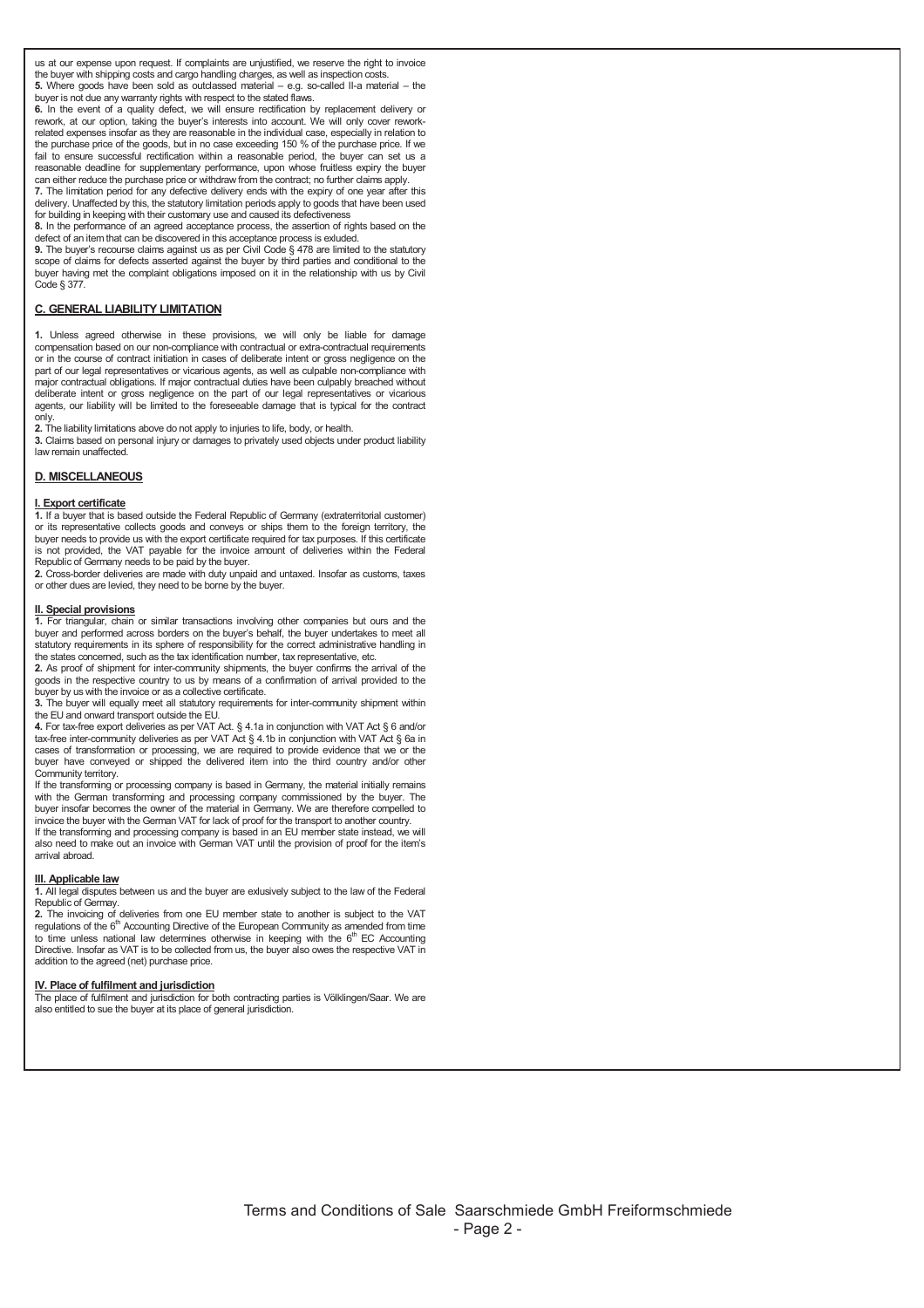us at our expense upon request. If complaints are unjustified, we reserve the right to invoice the buyer with shipping costs and cargo handling charges, as well as inspection costs.

**5.** Where goods have been sold as outclassed material – e.g. so-called II-a material – the buyer is not due any warranty rights with respect to the stated flaws.

**6.** In the event of a quality defect, we will ensure rectification by replacement delivery or rework, at our option, taking the buyer's interests into account. We will only cover rework-related expenses insofar as they are reasonable in the individual case, especially in relation to the purchase price of the goods, but in no case exceeding 150 % of the purchase price. If we fail to ensure successful rectification within a reasonable period, the buyer can set us a reasonable deadline for supplementary performance, upon whose fruitless expiry the buyer can either reduce the purchase price or withdraw from the contract; no further claims apply.

**7.** The limitation period for any defective delivery ends with the expiry of one year after this delivery. Unaffected by this, the statutory limitation periods apply to goods that have been used for building in keeping with their customary use and caused its defectiveness

**8.** In the performance of an agreed acceptance process, the assertion of rights based on the defect of an item that can be discovered in this acceptance process is exluded.

**9.** The buyer's recourse claims against us as per Civil Code § 478 are limited to the statutory scope of claims for defects asserted against the buyer by third parties and conditional to the buyer having met the complaint obligations imposed on it in the relationship with us by Civil Code § 377.

## C. GENERAL LIABILITY LIMITATION

**1.** Unless agreed otherwise in these provisions, we will only be liable for damage compensation based on our non-compliance with contractual or extra-contractual requirements or in the course of contract initiation in cases of deliberate intent or gross negligence on the part of our legal representatives or vicarious agents, as well as culpable non-compliance with major contractual obligations. If major contractual duties have been culpably breached without deliberate intent or gross negligence on the part of our legal representatives or vicarious agents, our liability will be limited to the foreseeable damage that is typical for the contract only.

**2.** The liability limitations above do not apply to injuries to life, body, or health.

**3.** Claims based on personal injury or damages to privately used objects under product liability law remain unaffected.

## D. MISCELLANEOUS

### I. Export certificate

**1.** If a buyer that is based outside the Federal Republic of Germany (extraterritorial customer) or its representative collects goods and conveys or ships them to the foreign territory, the buyer needs to provide us with the export certificate required for tax purposes. If this certificate is not provided, the VAT payable for the invoice amount of deliveries within the Federal Republic of Germany needs to be paid by the buyer.

**2.** Cross-border deliveries are made with duty unpaid and untaxed. Insofar as customs, taxes or other dues are levied, they need to be borne by the buyer.

### II. Special provisions

**1.** For triangular, chain or similar transactions involving other companies but ours and the buyer and performed across borders on the buyer's behalf, the buyer undertakes to meet all statutory requirements in its sphere of responsibility for the correct administrative handling in the states concerned, such as the tax identification number, tax representative, etc.

**2.** As proof of shipment for inter-community shipments, the buyer confirms the arrival of the goods in the respective country to us by means of a confirmation of arrival provided to the buyer by us with the invoice or as a collective certificate.

**3.** The buyer will equally meet all statutory requirements for inter-community shipment within the EU and onward transport outside the EU.

**4.** For tax-free export deliveries as per VAT Act. § 4.1a in conjunction with VAT Act § 6 and/or tax-free inter-community deliveries as per VAT Act § 4.1b in conjunction with VAT Act § 6a in cases of transformation or processing, we are required to provide evidence that we or the buyer have conveyed or shipped the delivered item into the third country and/or other Community territory.

If the transforming or processing company is based in Germany, the material initially remains with the German transforming and processing company commissioned by the buyer. The buyer insofar becomes the owner of the material in Germany. We are therefore compelled to invoice the buyer with the German VAT for lack of proof for the transport to another country.

If the transforming and processing company is based in an EU member state instead, we will also need to make out an invoice with German VAT until the provision of proof for the item's arrival abroad.

### III. Applicable law

**1.** All legal disputes between us and the buyer are exlusively subject to the law of the Federal Republic of Germay.

**2.** The invoicing of deliveries from one EU member state to another is subject to the VAT regulations of the 6th Accounting Directive of the European Community as amended from time to time unless national law determines otherwise in keeping with the 6th EC Accounting Directive. Insofar as VAT is to be collected from us, the buyer also owes the respective VAT in addition to the agreed (net) purchase price.

### IV. Place of fulfilment and jurisdiction

The place of fulfilment and jurisdiction for both contracting parties is Völklingen/Saar. We are also entitled to sue the buyer at its place of general jurisdiction.